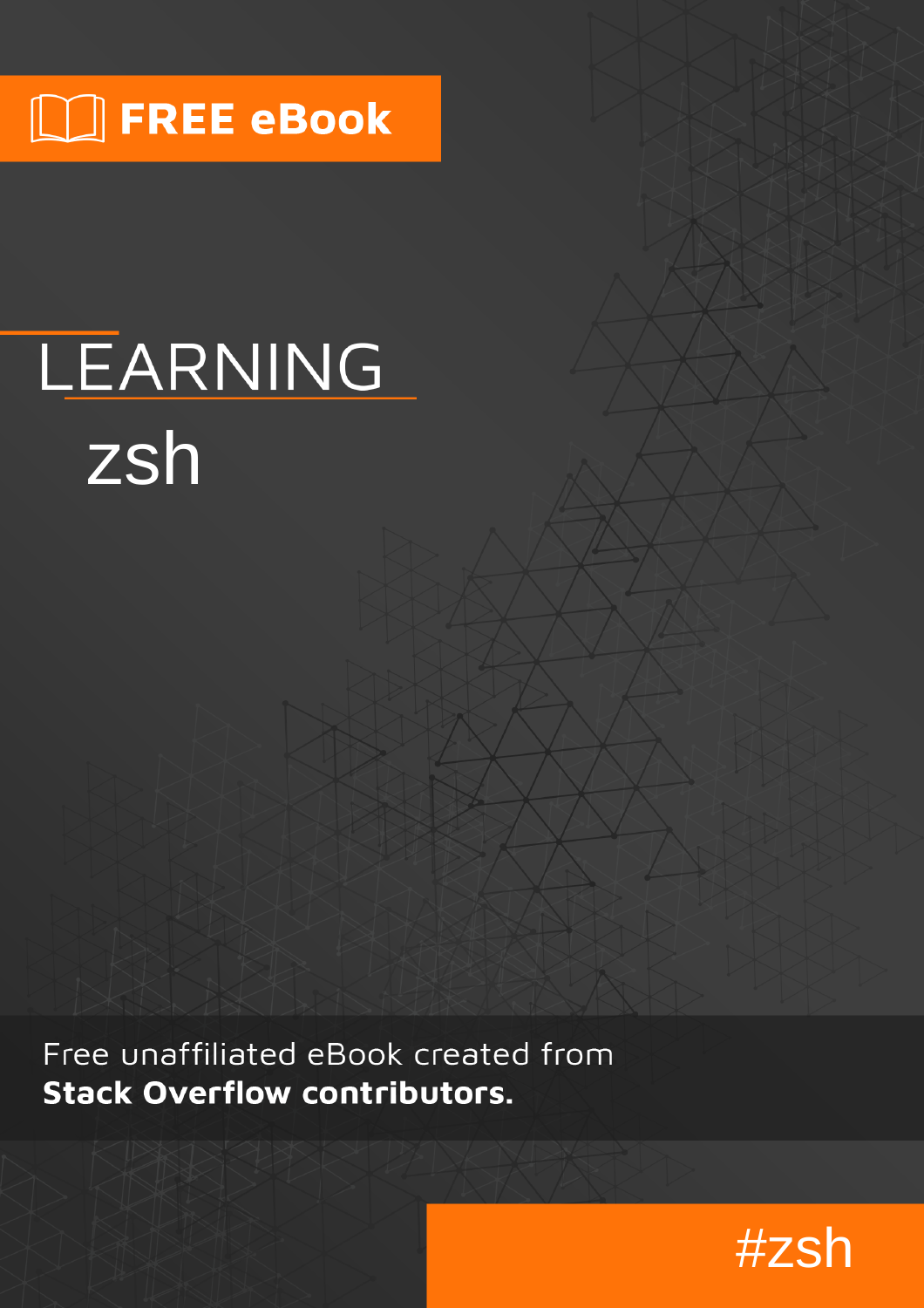FREE eBook

# LEARNING zsh

Free unaffiliated eBook created from **Stack Overflow contributors.**

#zsh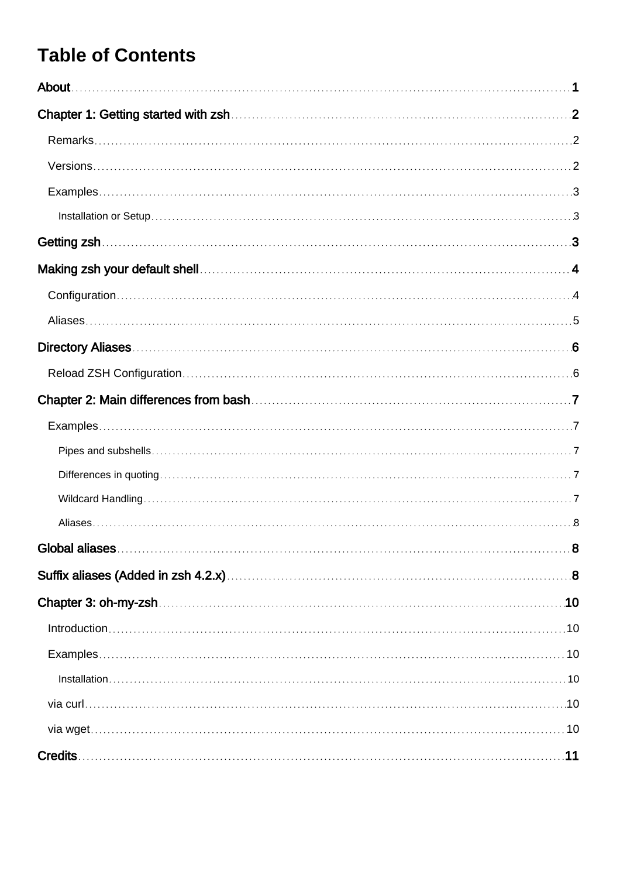# Table of Contents

About ..... 1

Chapter 1: Getting started with zsh ..... 2

- Remarks ..... 2
- Versions ..... 2
- Examples ..... 3
  - Installation or Setup ..... 3

Getting zsh ..... 3

Making zsh your default shell ..... 4

- Configuration ..... 4
- Aliases ..... 5

Directory Aliases ..... 6

- Reload ZSH Configuration ..... 6

Chapter 2: Main differences from bash ..... 7

- Examples ..... 7
  - Pipes and subshells ..... 7
  - Differences in quoting ..... 7
  - Wildcard Handling ..... 7
  - Aliases ..... 8

Global aliases ..... 8

Suffix aliases (Added in zsh 4.2.x) ..... 8

Chapter 3: oh-my-zsh ..... 10

- Introduction ..... 10
- Examples ..... 10
  - Installation ..... 10
- via curl ..... 10
- via wget ..... 10

Credits ..... 11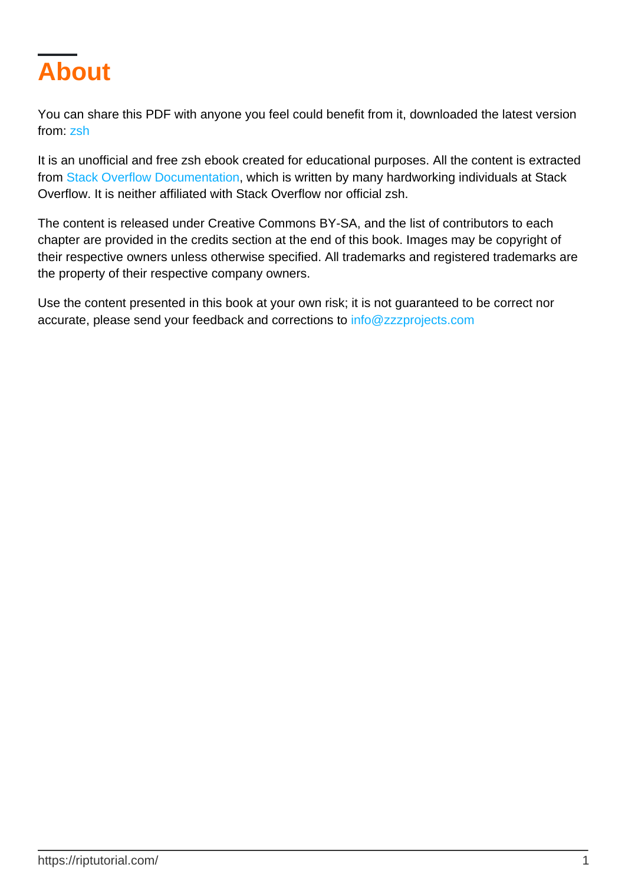# About

You can share this PDF with anyone you feel could benefit from it, downloaded the latest version from: zsh

It is an unofficial and free zsh ebook created for educational purposes. All the content is extracted from Stack Overflow Documentation, which is written by many hardworking individuals at Stack Overflow. It is neither affiliated with Stack Overflow nor official zsh.

The content is released under Creative Commons BY-SA, and the list of contributors to each chapter are provided in the credits section at the end of this book. Images may be copyright of their respective owners unless otherwise specified. All trademarks and registered trademarks are the property of their respective company owners.

Use the content presented in this book at your own risk; it is not guaranteed to be correct nor accurate, please send your feedback and corrections to info@zzzprojects.com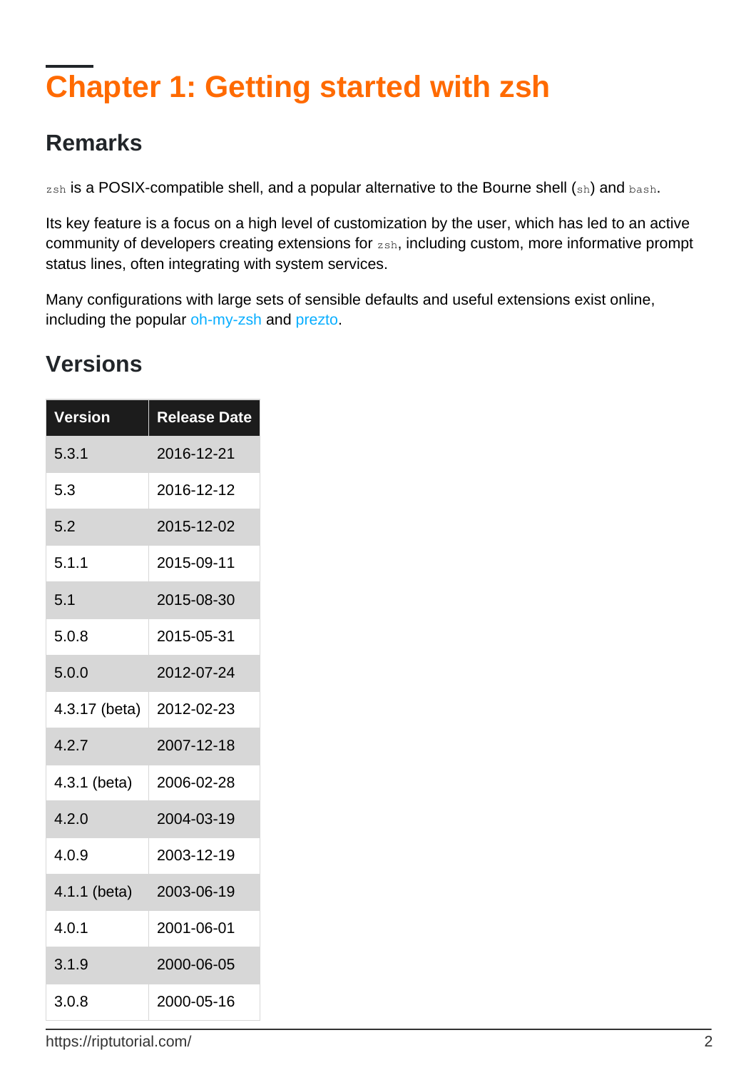# Chapter 1: Getting started with zsh

## Remarks

`zsh` is a POSIX-compatible shell, and a popular alternative to the Bourne shell (`sh`) and `bash`.

Its key feature is a focus on a high level of customization by the user, which has led to an active community of developers creating extensions for `zsh`, including custom, more informative prompt status lines, often integrating with system services.

Many configurations with large sets of sensible defaults and useful extensions exist online, including the popular oh-my-zsh and prezto.

## Versions

| Version | Release Date |
| --- | --- |
| 5.3.1 | 2016-12-21 |
| 5.3 | 2016-12-12 |
| 5.2 | 2015-12-02 |
| 5.1.1 | 2015-09-11 |
| 5.1 | 2015-08-30 |
| 5.0.8 | 2015-05-31 |
| 5.0.0 | 2012-07-24 |
| 4.3.17 (beta) | 2012-02-23 |
| 4.2.7 | 2007-12-18 |
| 4.3.1 (beta) | 2006-02-28 |
| 4.2.0 | 2004-03-19 |
| 4.0.9 | 2003-12-19 |
| 4.1.1 (beta) | 2003-06-19 |
| 4.0.1 | 2001-06-01 |
| 3.1.9 | 2000-06-05 |
| 3.0.8 | 2000-05-16 |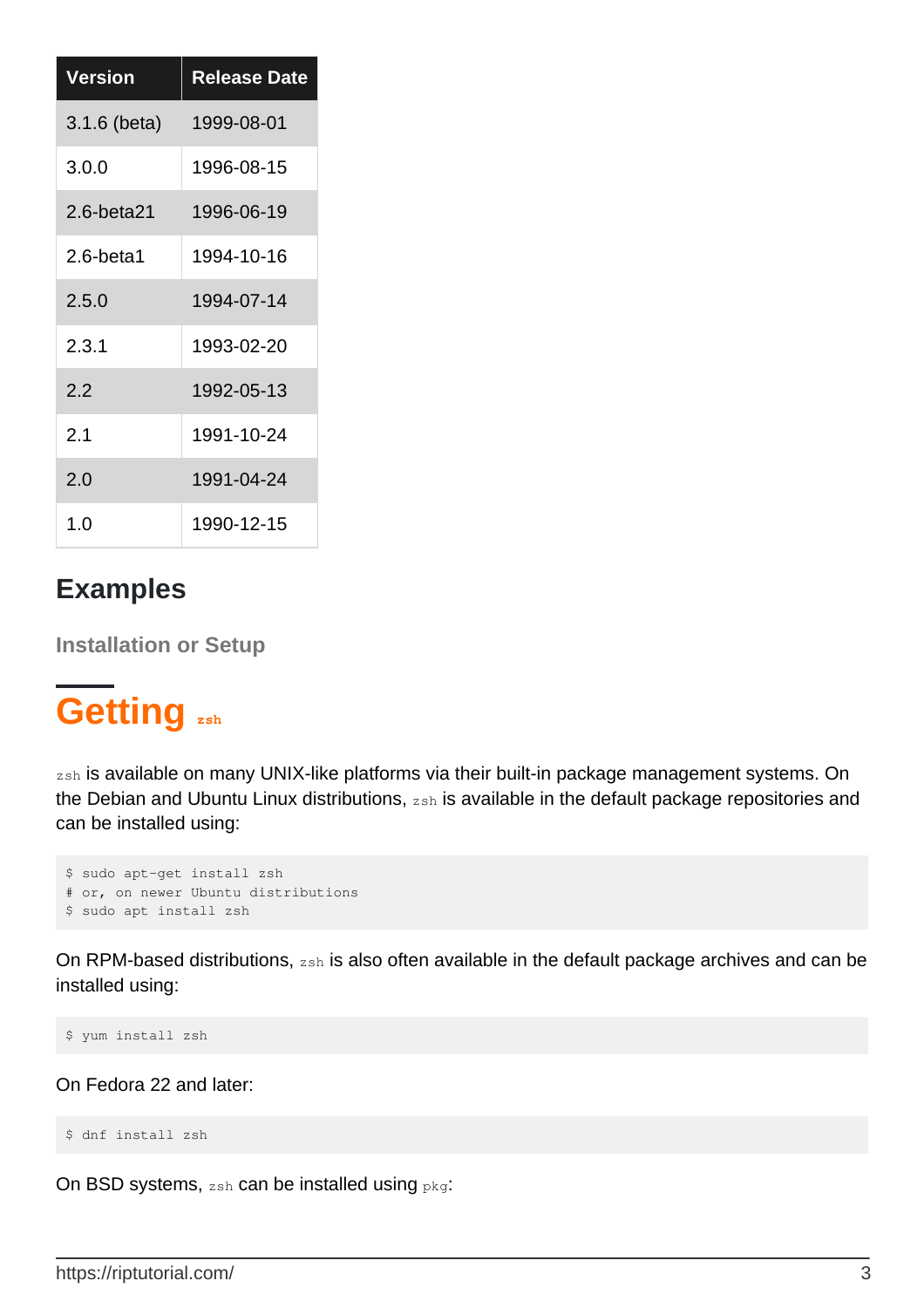| Version | Release Date |
| --- | --- |
| 3.1.6 (beta) | 1999-08-01 |
| 3.0.0 | 1996-08-15 |
| 2.6-beta21 | 1996-06-19 |
| 2.6-beta1 | 1994-10-16 |
| 2.5.0 | 1994-07-14 |
| 2.3.1 | 1993-02-20 |
| 2.2 | 1992-05-13 |
| 2.1 | 1991-10-24 |
| 2.0 | 1991-04-24 |
| 1.0 | 1990-12-15 |

## Examples

### Installation or Setup

# Getting `zsh`

`zsh` is available on many UNIX-like platforms via their built-in package management systems. On the Debian and Ubuntu Linux distributions, `zsh` is available in the default package repositories and can be installed using:

```
$ sudo apt-get install zsh
# or, on newer Ubuntu distributions
$ sudo apt install zsh
```

On RPM-based distributions, `zsh` is also often available in the default package archives and can be installed using:

```
$ yum install zsh
```

On Fedora 22 and later:

```
$ dnf install zsh
```

On BSD systems, `zsh` can be installed using `pkg`: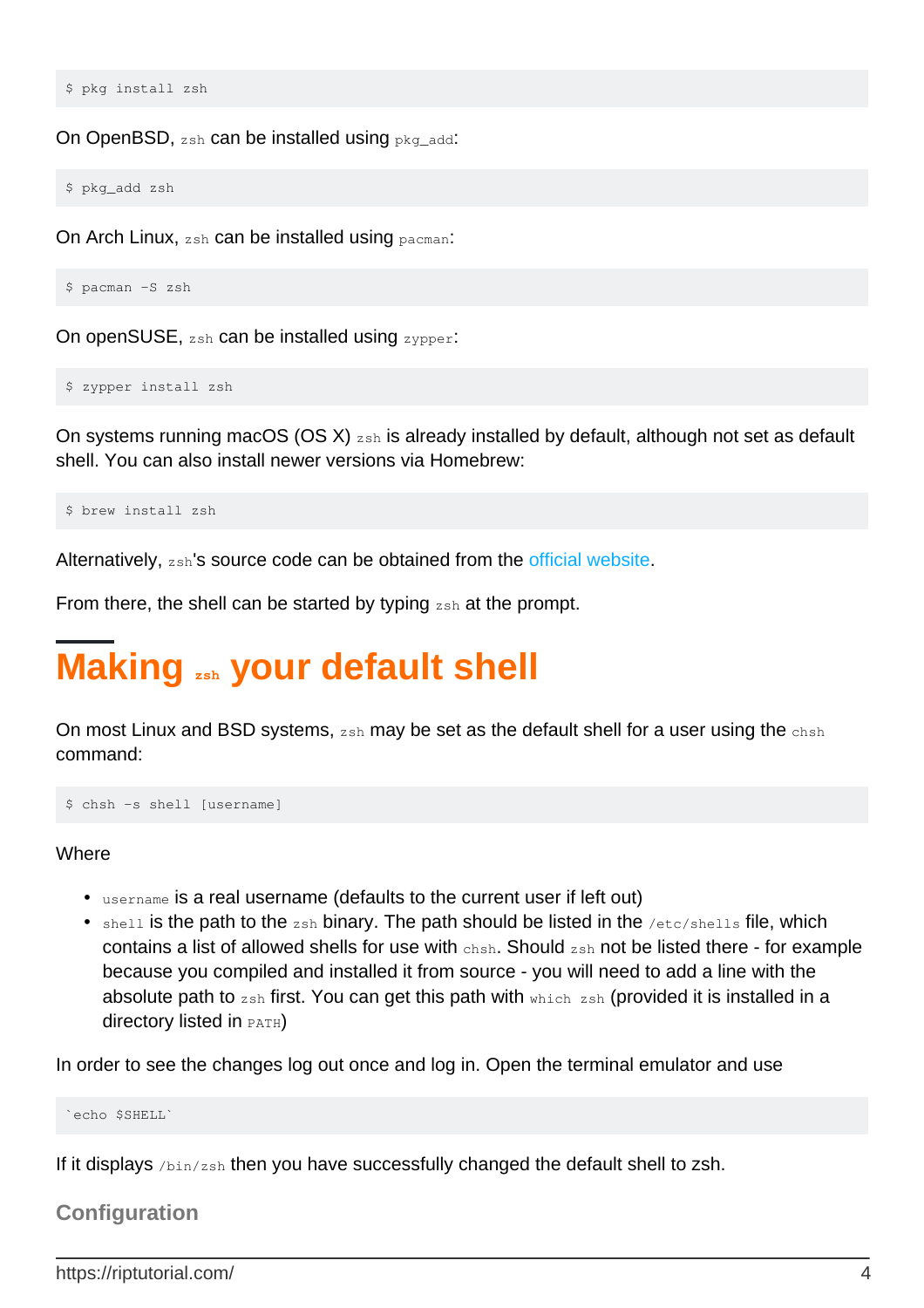```
$ pkg install zsh
```

On OpenBSD, `zsh` can be installed using `pkg_add`:

```
$ pkg_add zsh
```

On Arch Linux, `zsh` can be installed using `pacman`:

```
$ pacman -S zsh
```

On openSUSE, `zsh` can be installed using `zypper`:

```
$ zypper install zsh
```

On systems running macOS (OS X) `zsh` is already installed by default, although not set as default shell. You can also install newer versions via Homebrew:

```
$ brew install zsh
```

Alternatively, `zsh`'s source code can be obtained from the official website.

From there, the shell can be started by typing `zsh` at the prompt.

## Making `zsh` your default shell

On most Linux and BSD systems, `zsh` may be set as the default shell for a user using the `chsh` command:

```
$ chsh -s shell [username]
```

Where

- `username` is a real username (defaults to the current user if left out)
- `shell` is the path to the `zsh` binary. The path should be listed in the `/etc/shells` file, which contains a list of allowed shells for use with `chsh`. Should `zsh` not be listed there - for example because you compiled and installed it from source - you will need to add a line with the absolute path to `zsh` first. You can get this path with `which zsh` (provided it is installed in a directory listed in `PATH`)

In order to see the changes log out once and log in. Open the terminal emulator and use

```
`echo $SHELL`
```

If it displays `/bin/zsh` then you have successfully changed the default shell to zsh.

### Configuration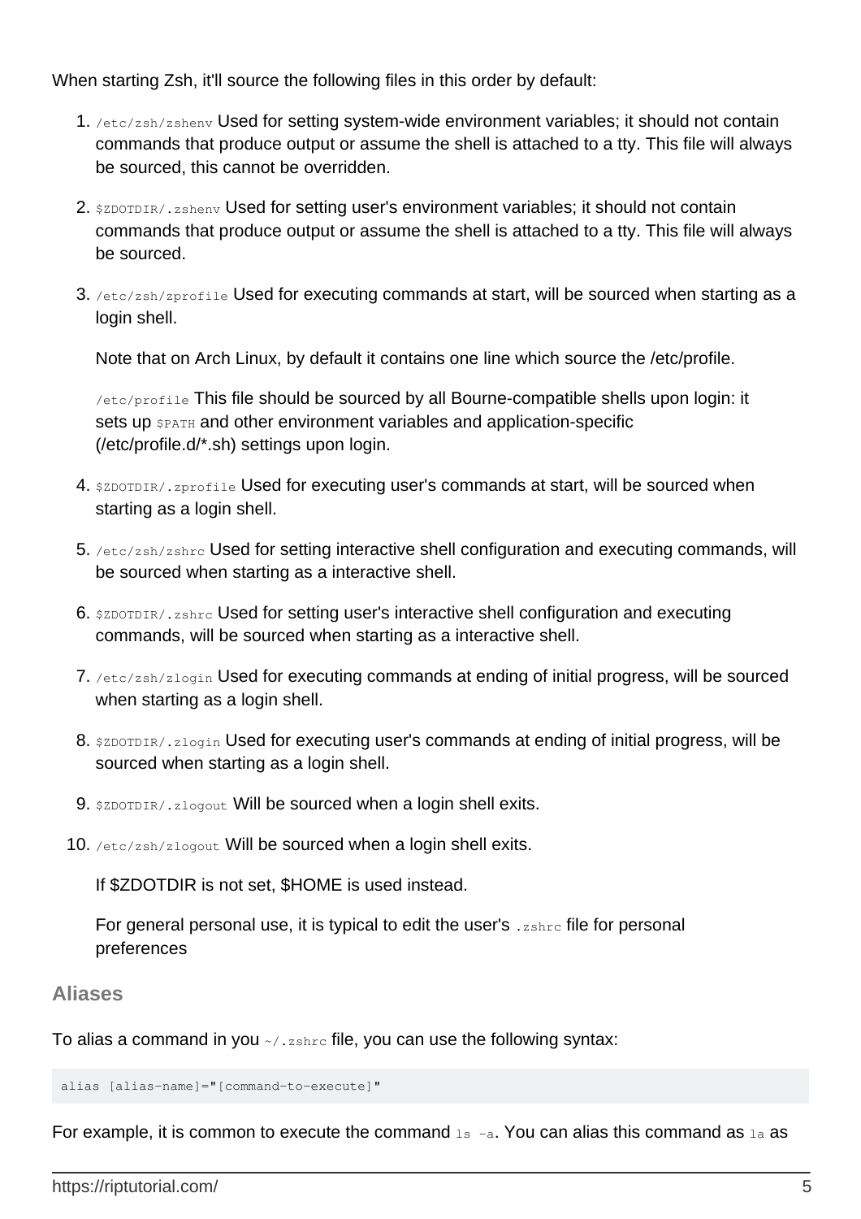When starting Zsh, it'll source the following files in this order by default:

1. `/etc/zsh/zshenv` Used for setting system-wide environment variables; it should not contain commands that produce output or assume the shell is attached to a tty. This file will always be sourced, this cannot be overridden.

2. `$ZDOTDIR/.zshenv` Used for setting user's environment variables; it should not contain commands that produce output or assume the shell is attached to a tty. This file will always be sourced.

3. `/etc/zsh/zprofile` Used for executing commands at start, will be sourced when starting as a login shell.

   Note that on Arch Linux, by default it contains one line which source the /etc/profile.

   `/etc/profile` This file should be sourced by all Bourne-compatible shells upon login: it sets up `$PATH` and other environment variables and application-specific (/etc/profile.d/*.sh) settings upon login.

4. `$ZDOTDIR/.zprofile` Used for executing user's commands at start, will be sourced when starting as a login shell.

5. `/etc/zsh/zshrc` Used for setting interactive shell configuration and executing commands, will be sourced when starting as a interactive shell.

6. `$ZDOTDIR/.zshrc` Used for setting user's interactive shell configuration and executing commands, will be sourced when starting as a interactive shell.

7. `/etc/zsh/zlogin` Used for executing commands at ending of initial progress, will be sourced when starting as a login shell.

8. `$ZDOTDIR/.zlogin` Used for executing user's commands at ending of initial progress, will be sourced when starting as a login shell.

9. `$ZDOTDIR/.zlogout` Will be sourced when a login shell exits.

10. `/etc/zsh/zlogout` Will be sourced when a login shell exits.

    If $ZDOTDIR is not set, $HOME is used instead.

    For general personal use, it is typical to edit the user's `.zshrc` file for personal preferences

## Aliases

To alias a command in you `~/.zshrc` file, you can use the following syntax:

```
alias [alias-name]="[command-to-execute]"
```

For example, it is common to execute the command `ls -a`. You can alias this command as `la` as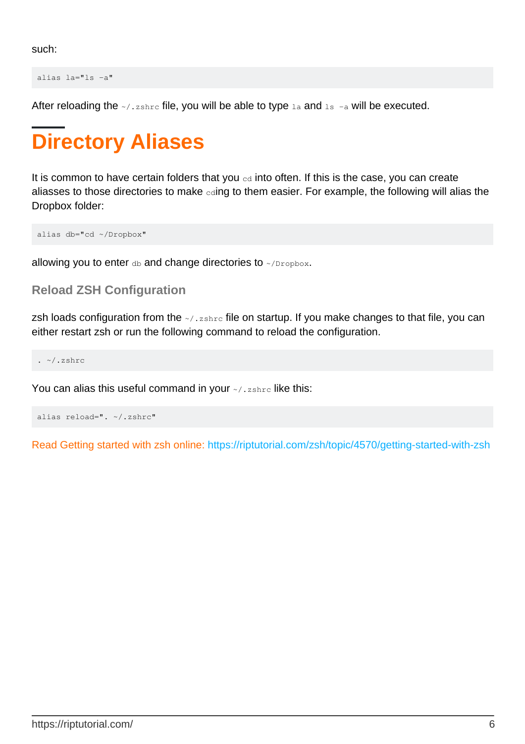such:

```
alias la="ls -a"
```

After reloading the `~/.zshrc` file, you will be able to type `la` and `ls -a` will be executed.

## Directory Aliases

It is common to have certain folders that you `cd` into often. If this is the case, you can create aliasses to those directories to make `cd`ing to them easier. For example, the following will alias the Dropbox folder:

```
alias db="cd ~/Dropbox"
```

allowing you to enter `db` and change directories to `~/Dropbox`.

### Reload ZSH Configuration

zsh loads configuration from the `~/.zshrc` file on startup. If you make changes to that file, you can either restart zsh or run the following command to reload the configuration.

```
. ~/.zshrc
```

You can alias this useful command in your `~/.zshrc` like this:

```
alias reload=". ~/.zshrc"
```

Read Getting started with zsh online: https://riptutorial.com/zsh/topic/4570/getting-started-with-zsh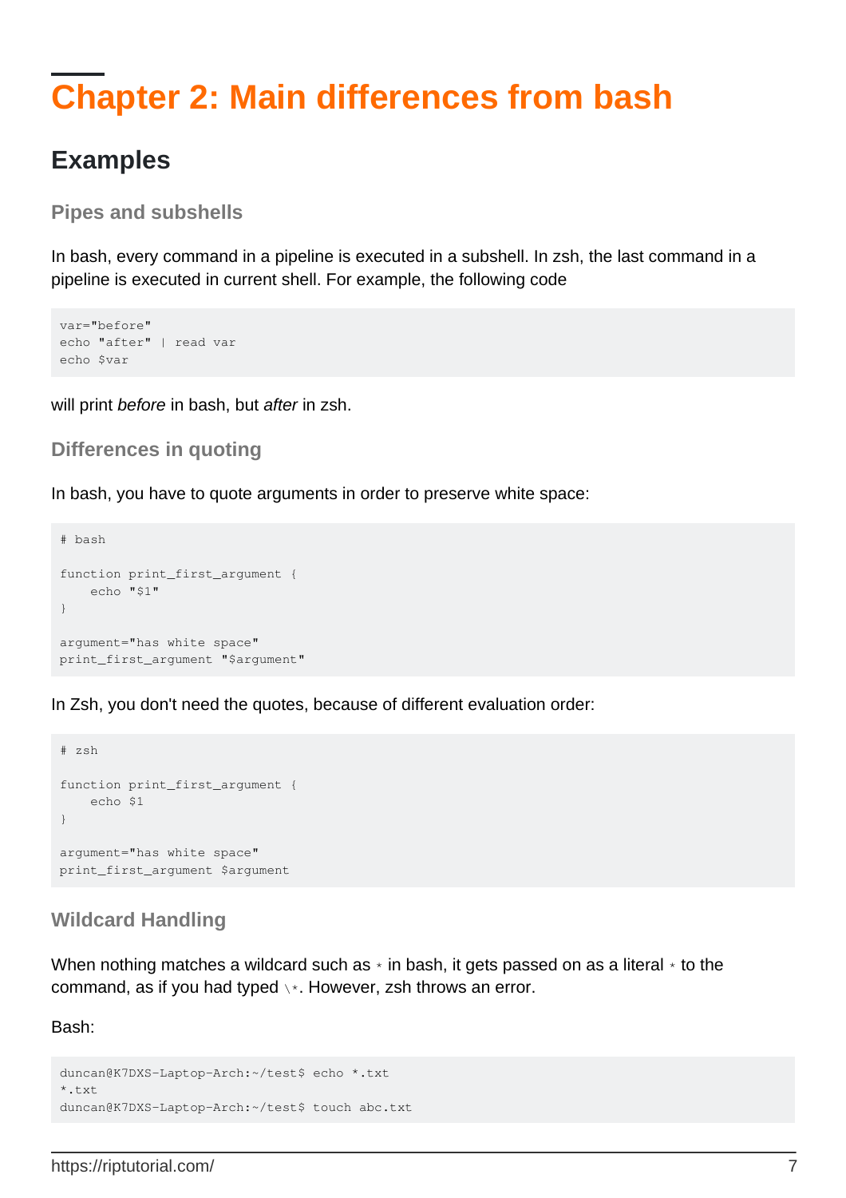# Chapter 2: Main differences from bash

## Examples

### Pipes and subshells

In bash, every command in a pipeline is executed in a subshell. In zsh, the last command in a pipeline is executed in current shell. For example, the following code

```
var="before"
echo "after" | read var
echo $var
```

will print *before* in bash, but *after* in zsh.

### Differences in quoting

In bash, you have to quote arguments in order to preserve white space:

```
# bash

function print_first_argument {
    echo "$1"
}

argument="has white space"
print_first_argument "$argument"
```

In Zsh, you don't need the quotes, because of different evaluation order:

```
# zsh

function print_first_argument {
    echo $1
}

argument="has white space"
print_first_argument $argument
```

### Wildcard Handling

When nothing matches a wildcard such as `*` in bash, it gets passed on as a literal `*` to the command, as if you had typed `\*`. However, zsh throws an error.

Bash:

```
duncan@K7DXS-Laptop-Arch:~/test$ echo *.txt
*.txt
duncan@K7DXS-Laptop-Arch:~/test$ touch abc.txt
```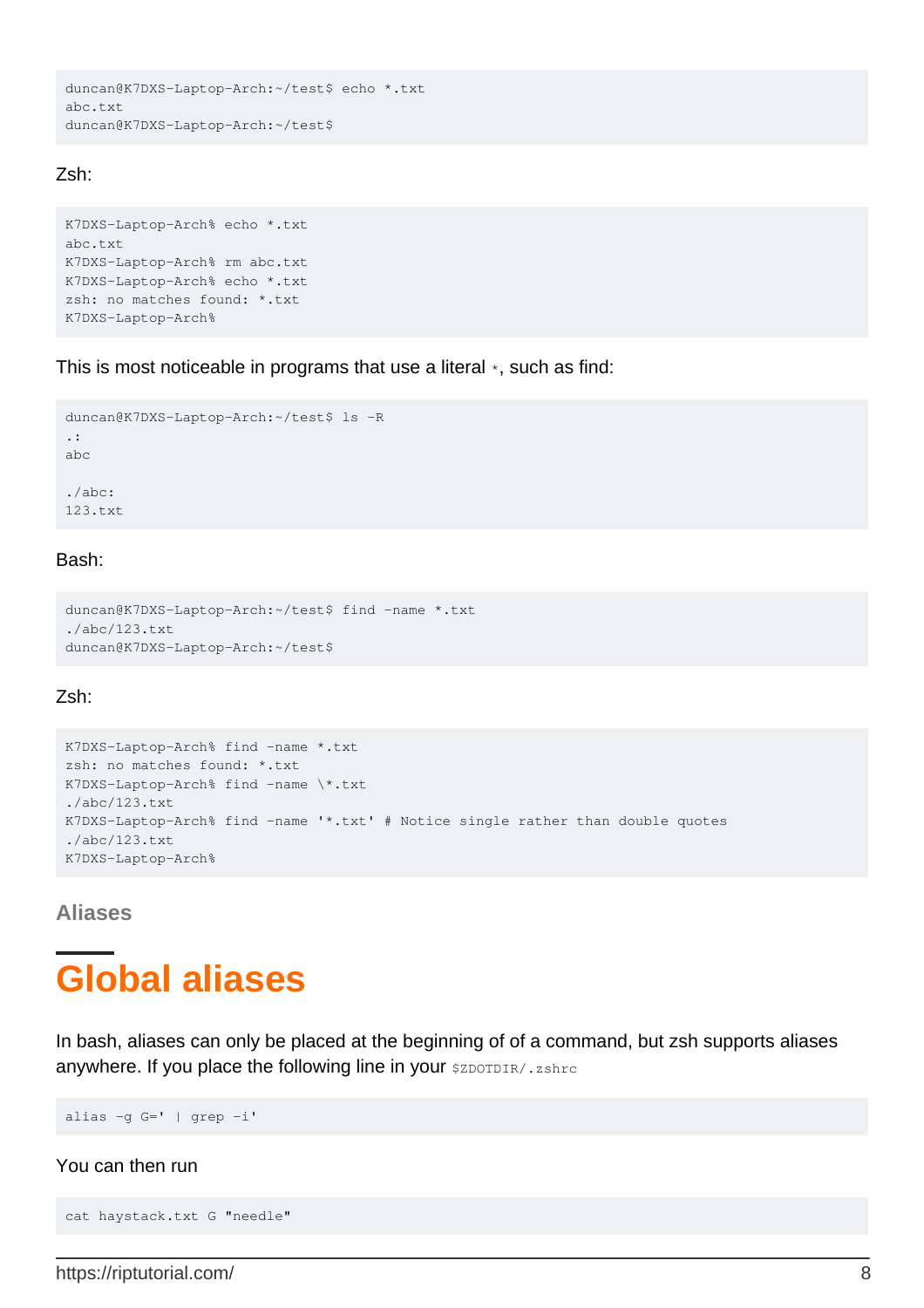```
duncan@K7DXS-Laptop-Arch:~/test$ echo *.txt
abc.txt
duncan@K7DXS-Laptop-Arch:~/test$
```

Zsh:

```
K7DXS-Laptop-Arch% echo *.txt
abc.txt
K7DXS-Laptop-Arch% rm abc.txt
K7DXS-Laptop-Arch% echo *.txt
zsh: no matches found: *.txt
K7DXS-Laptop-Arch%
```

This is most noticeable in programs that use a literal `*`, such as find:

```
duncan@K7DXS-Laptop-Arch:~/test$ ls -R
.:
abc

./abc:
123.txt
```

Bash:

```
duncan@K7DXS-Laptop-Arch:~/test$ find -name *.txt
./abc/123.txt
duncan@K7DXS-Laptop-Arch:~/test$
```

Zsh:

```
K7DXS-Laptop-Arch% find -name *.txt
zsh: no matches found: *.txt
K7DXS-Laptop-Arch% find -name \*.txt
./abc/123.txt
K7DXS-Laptop-Arch% find -name '*.txt' # Notice single rather than double quotes
./abc/123.txt
K7DXS-Laptop-Arch%
```

### Aliases

## Global aliases

In bash, aliases can only be placed at the beginning of of a command, but zsh supports aliases anywhere. If you place the following line in your `$ZDOTDIR/.zshrc`

```
alias -g G=' | grep -i'
```

You can then run

```
cat haystack.txt G "needle"
```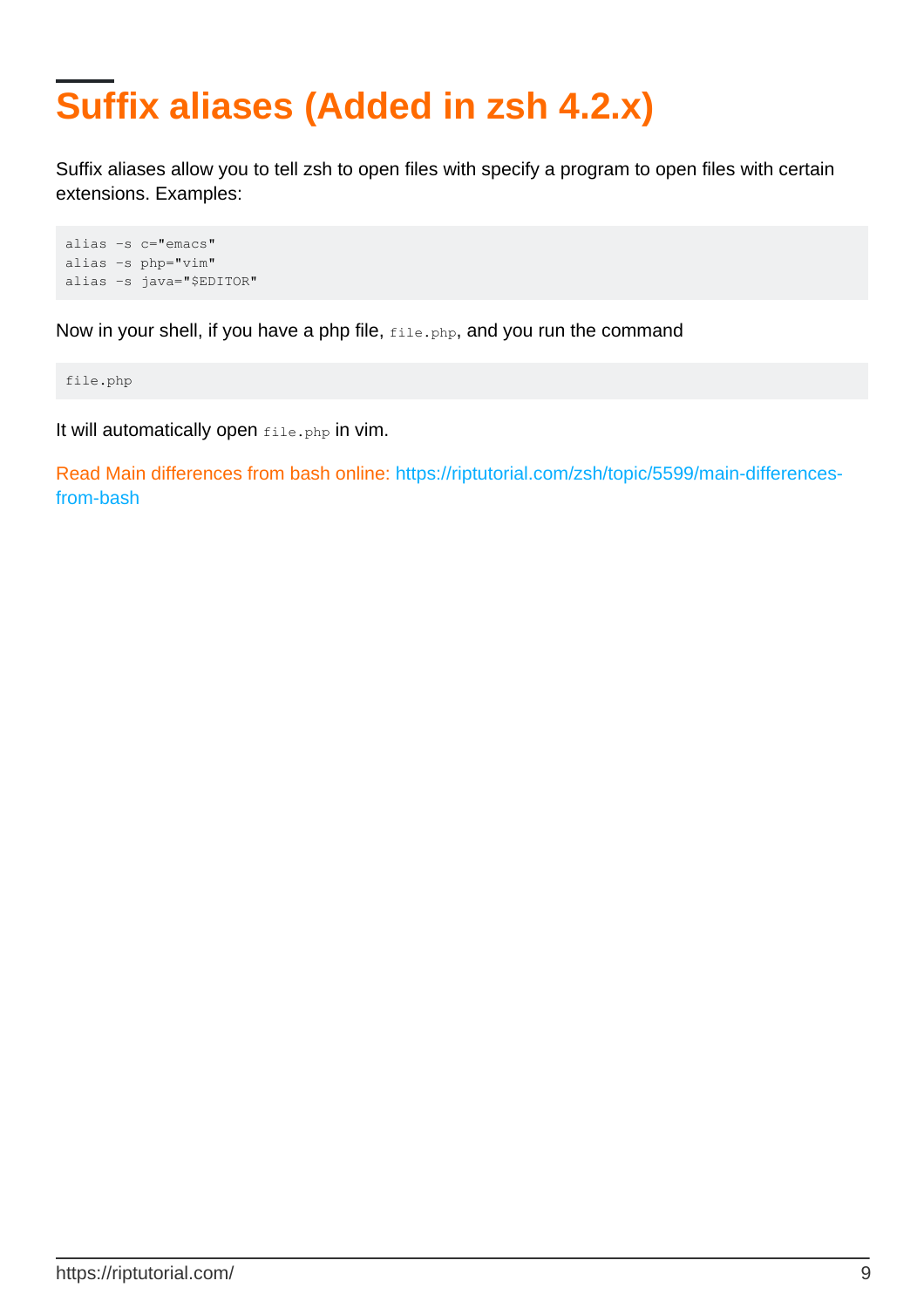## Suffix aliases (Added in zsh 4.2.x)

Suffix aliases allow you to tell zsh to open files with specify a program to open files with certain extensions. Examples:

```
alias -s c="emacs"
alias -s php="vim"
alias -s java="$EDITOR"
```

Now in your shell, if you have a php file, `file.php`, and you run the command

```
file.php
```

It will automatically open `file.php` in vim.

Read Main differences from bash online: https://riptutorial.com/zsh/topic/5599/main-differences-from-bash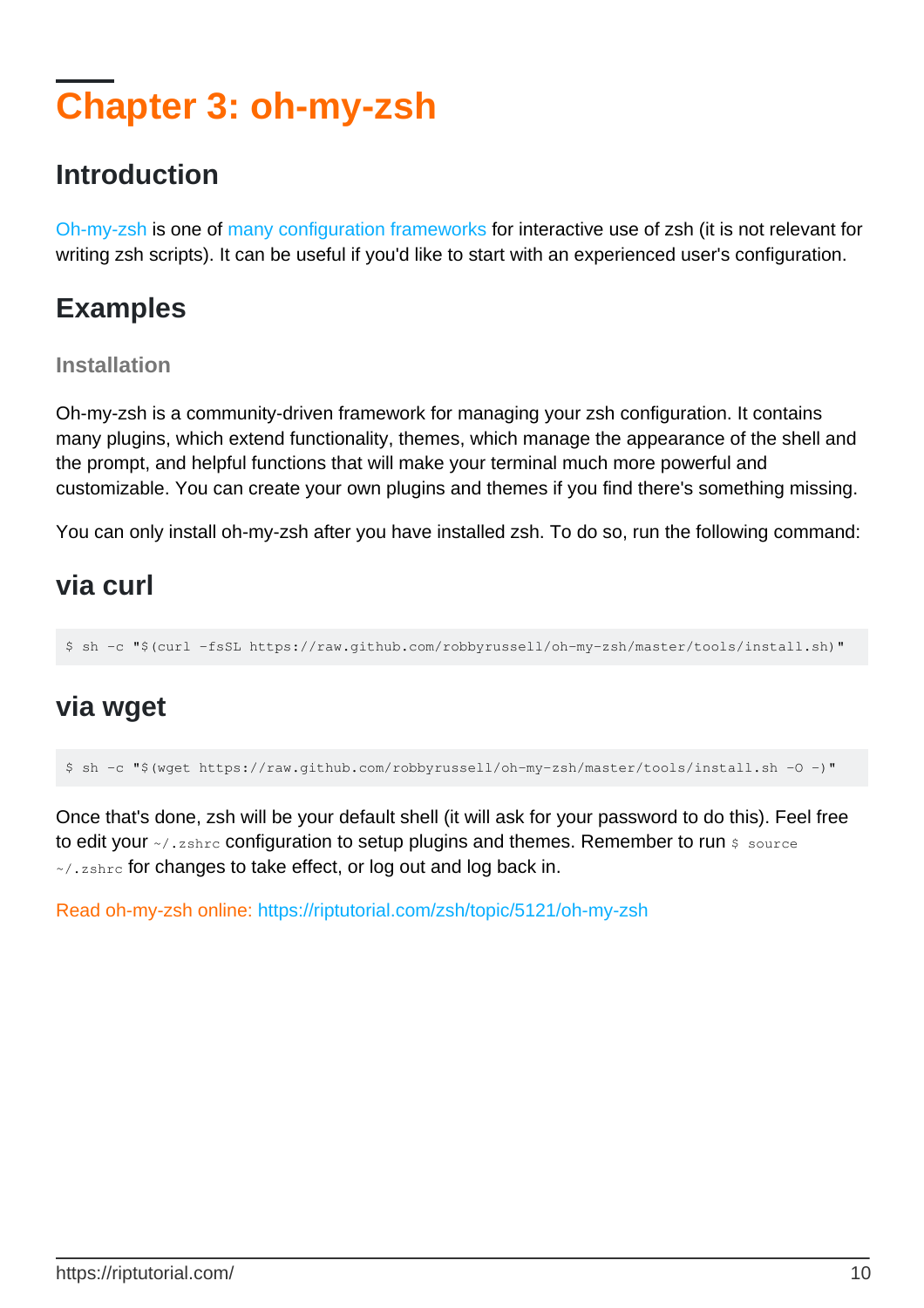# Chapter 3: oh-my-zsh

## Introduction

Oh-my-zsh is one of many configuration frameworks for interactive use of zsh (it is not relevant for writing zsh scripts). It can be useful if you'd like to start with an experienced user's configuration.

## Examples

### Installation

Oh-my-zsh is a community-driven framework for managing your zsh configuration. It contains many plugins, which extend functionality, themes, which manage the appearance of the shell and the prompt, and helpful functions that will make your terminal much more powerful and customizable. You can create your own plugins and themes if you find there's something missing.

You can only install oh-my-zsh after you have installed zsh. To do so, run the following command:

## via curl

```
$ sh -c "$(curl -fsSL https://raw.github.com/robbyrussell/oh-my-zsh/master/tools/install.sh)"
```

## via wget

```
$ sh -c "$(wget https://raw.github.com/robbyrussell/oh-my-zsh/master/tools/install.sh -O -)"
```

Once that's done, zsh will be your default shell (it will ask for your password to do this). Feel free to edit your `~/.zshrc` configuration to setup plugins and themes. Remember to run `$ source ~/.zshrc` for changes to take effect, or log out and log back in.

Read oh-my-zsh online: https://riptutorial.com/zsh/topic/5121/oh-my-zsh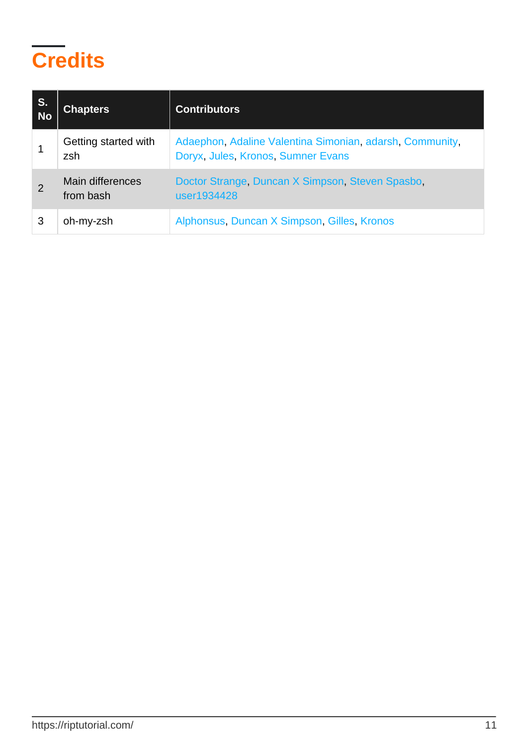# Credits

| S. No | Chapters | Contributors |
|---|---|---|
| 1 | Getting started with zsh | Adaephon, Adaline Valentina Simonian, adarsh, Community, Doryx, Jules, Kronos, Sumner Evans |
| 2 | Main differences from bash | Doctor Strange, Duncan X Simpson, Steven Spasbo, user1934428 |
| 3 | oh-my-zsh | Alphonsus, Duncan X Simpson, Gilles, Kronos |